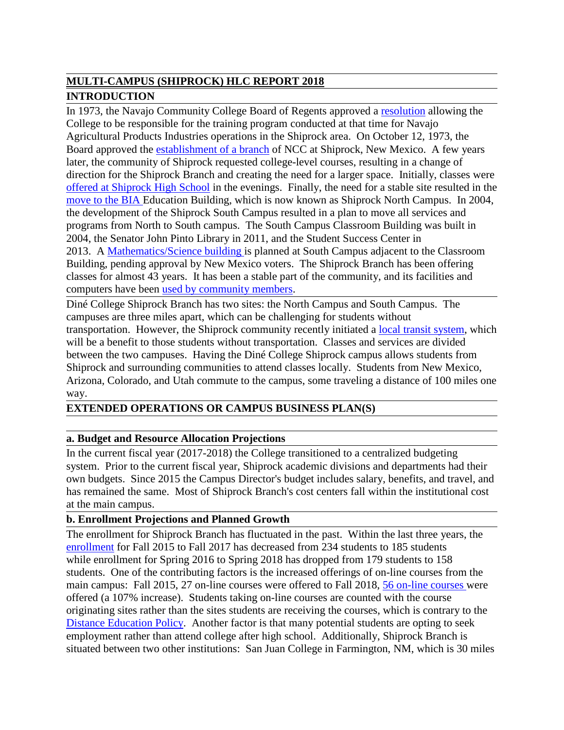## MULTI-CAMPUS (SHIPROCK) HLC REPORT 2018

## INTRODUCTION

In 1973, the Navajo Community College Board of Regents approved a resolution allowing the College to be responsible for the training program conducted at that time for Navajo Agricultural Products Industries operations in the Shiprock area. On October 12, 1973, the Board approved the establishment of a branch of NCC at Shiprock, New Mexico. A few years later, the community of Shiprock requested college-level courses, resulting in a change of direction for the Shiprock Branch and creating the need for a larger space. Initially, classes were offered at Shiprock High School in the evenings. Finally, the need for a stable site resulted in the move to the BIA Education Building, which is now known as Shiprock North Campus. In 2004, the development of the Shiprock South Campus resulted in a plan to move all services and programs from North to South campus. The South Campus Classroom Building was built in 2004, the Senator John Pinto Library in 2011, and the Student Success Center in 2013. A Mathematics/Science building is planned at South Campus adjacent to the Classroom Building, pending approval by New Mexico voters. The Shiprock Branch has been offering classes for almost 43 years. It has been a stable part of the community, and its facilities and computers have been used by community members.

Diné College Shiprock Branch has two sites: the North Campus and South Campus. The campuses are three miles apart, which can be challenging for students without transportation. However, the Shiprock community recently initiated a local transit system, which will be a benefit to those students without transportation. Classes and services are divided between the two campuses. Having the Diné College Shiprock campus allows students from Shiprock and surrounding communities to attend classes locally. Students from New Mexico, Arizona, Colorado, and Utah commute to the campus, some traveling a distance of 100 miles one way.

## EXTENDED OPERATIONS OR CAMPUS BUSINESS PLAN(S)

### a. Budget and Resource Allocation Projections

In the current fiscal year (2017-2018) the College transitioned to a centralized budgeting system. Prior to the current fiscal year, Shiprock academic divisions and departments had their own budgets. Since 2015 the Campus Director's budget includes salary, benefits, and travel, and has remained the same. Most of Shiprock Branch's cost centers fall within the institutional cost at the main campus.

### b. Enrollment Projections and Planned Growth

The enrollment for Shiprock Branch has fluctuated in the past. Within the last three years, the enrollment for Fall 2015 to Fall 2017 has decreased from 234 students to 185 students while enrollment for Spring 2016 to Spring 2018 has dropped from 179 students to 158 students. One of the contributing factors is the increased offerings of on-line courses from the main campus: Fall 2015, 27 on-line courses were offered to Fall 2018, 56 on-line courses were offered (a 107% increase). Students taking on-line courses are counted with the course originating sites rather than the sites students are receiving the courses, which is contrary to the Distance Education Policy. Another factor is that many potential students are opting to seek employment rather than attend college after high school. Additionally, Shiprock Branch is situated between two other institutions: San Juan College in Farmington, NM, which is 30 miles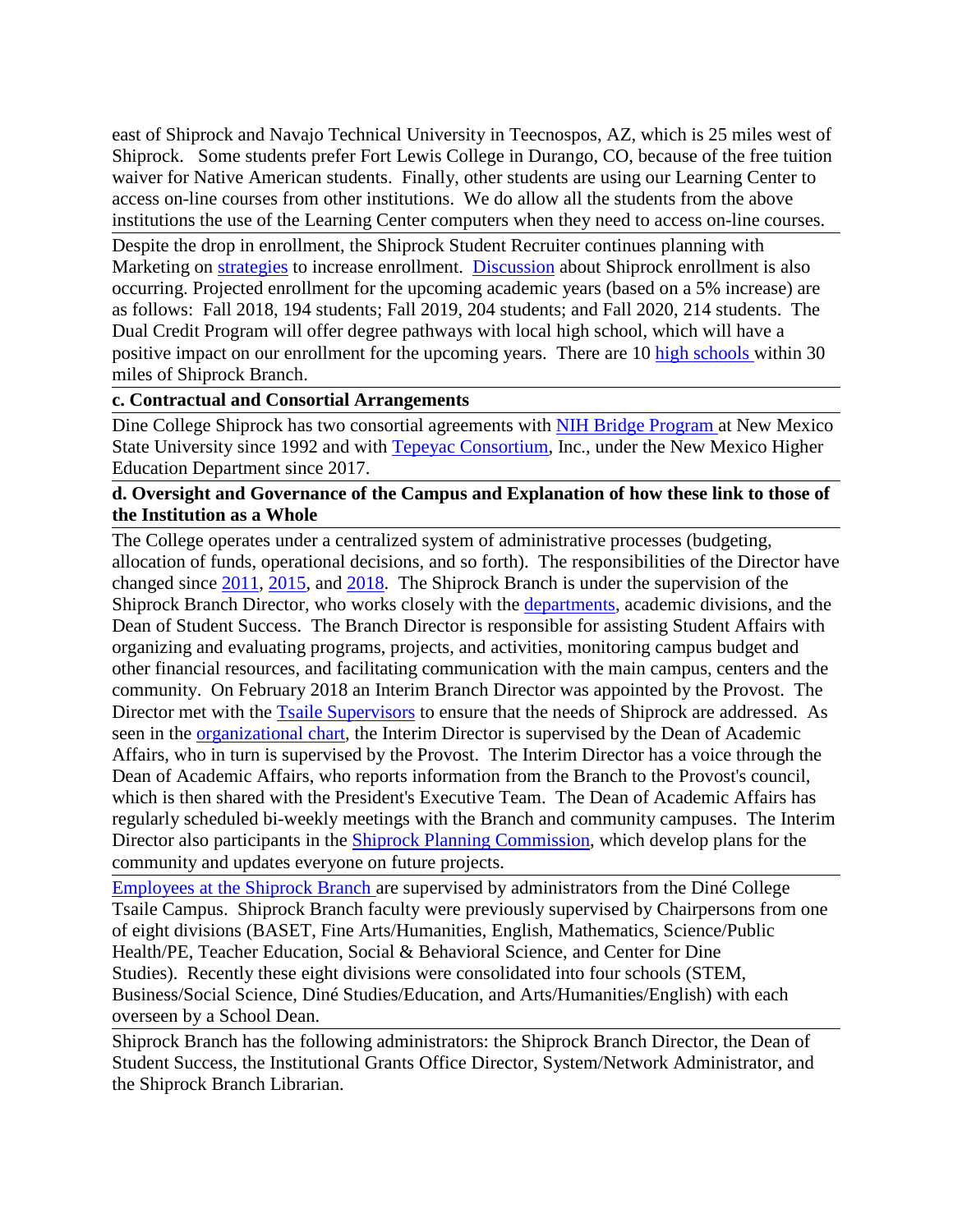east of Shiprock and Navajo Technical University in Teecnospos, AZ, which is 25 miles west of Shiprock. Some students prefer Fort Lewis College in Durango, CO, because of the free tuition waiver for Native American students. Finally, other students are using our Learning Center to access on-line courses from other institutions. We do allow all the students from the above institutions the use of the Learning Center computers when they need to access on-line courses.

Despite the drop in enrollment, the Shiprock Student Recruiter continues planning with Marketing on strategies to increase enrollment. Discussion about Shiprock enrollment is also occurring. Projected enrollment for the upcoming academic years (based on a 5% increase) are as follows: Fall 2018, 194 students; Fall 2019, 204 students; and Fall 2020, 214 students. The Dual Credit Program will offer degree pathways with local high school, which will have a positive impact on our enrollment for the upcoming years. There are 10 high schools within 30 miles of Shiprock Branch.

**c. Contractual and Consortial Arrangements**

Dine College Shiprock has two consortial agreements with NIH Bridge Program at New Mexico State University since 1992 and with Tepeyac Consortium, Inc., under the New Mexico Higher Education Department since 2017.

**d. Oversight and Governance of the Campus and Explanation of how these link to those of the Institution as a Whole**

The College operates under a centralized system of administrative processes (budgeting, allocation of funds, operational decisions, and so forth). The responsibilities of the Director have changed since 2011, 2015, and 2018. The Shiprock Branch is under the supervision of the Shiprock Branch Director, who works closely with the departments, academic divisions, and the Dean of Student Success. The Branch Director is responsible for assisting Student Affairs with organizing and evaluating programs, projects, and activities, monitoring campus budget and other financial resources, and facilitating communication with the main campus, centers and the community. On February 2018 an Interim Branch Director was appointed by the Provost. The Director met with the Tsaile Supervisors to ensure that the needs of Shiprock are addressed. As seen in the organizational chart, the Interim Director is supervised by the Dean of Academic Affairs, who in turn is supervised by the Provost. The Interim Director has a voice through the Dean of Academic Affairs, who reports information from the Branch to the Provost's council, which is then shared with the President's Executive Team. The Dean of Academic Affairs has regularly scheduled bi-weekly meetings with the Branch and community campuses. The Interim Director also participants in the Shiprock Planning Commission, which develop plans for the community and updates everyone on future projects.

Employees at the Shiprock Branch are supervised by administrators from the Diné College Tsaile Campus. Shiprock Branch faculty were previously supervised by Chairpersons from one of eight divisions (BASET, Fine Arts/Humanities, English, Mathematics, Science/Public Health/PE, Teacher Education, Social & Behavioral Science, and Center for Dine Studies). Recently these eight divisions were consolidated into four schools (STEM, Business/Social Science, Diné Studies/Education, and Arts/Humanities/English) with each overseen by a School Dean.

Shiprock Branch has the following administrators: the Shiprock Branch Director, the Dean of Student Success, the Institutional Grants Office Director, System/Network Administrator, and the Shiprock Branch Librarian.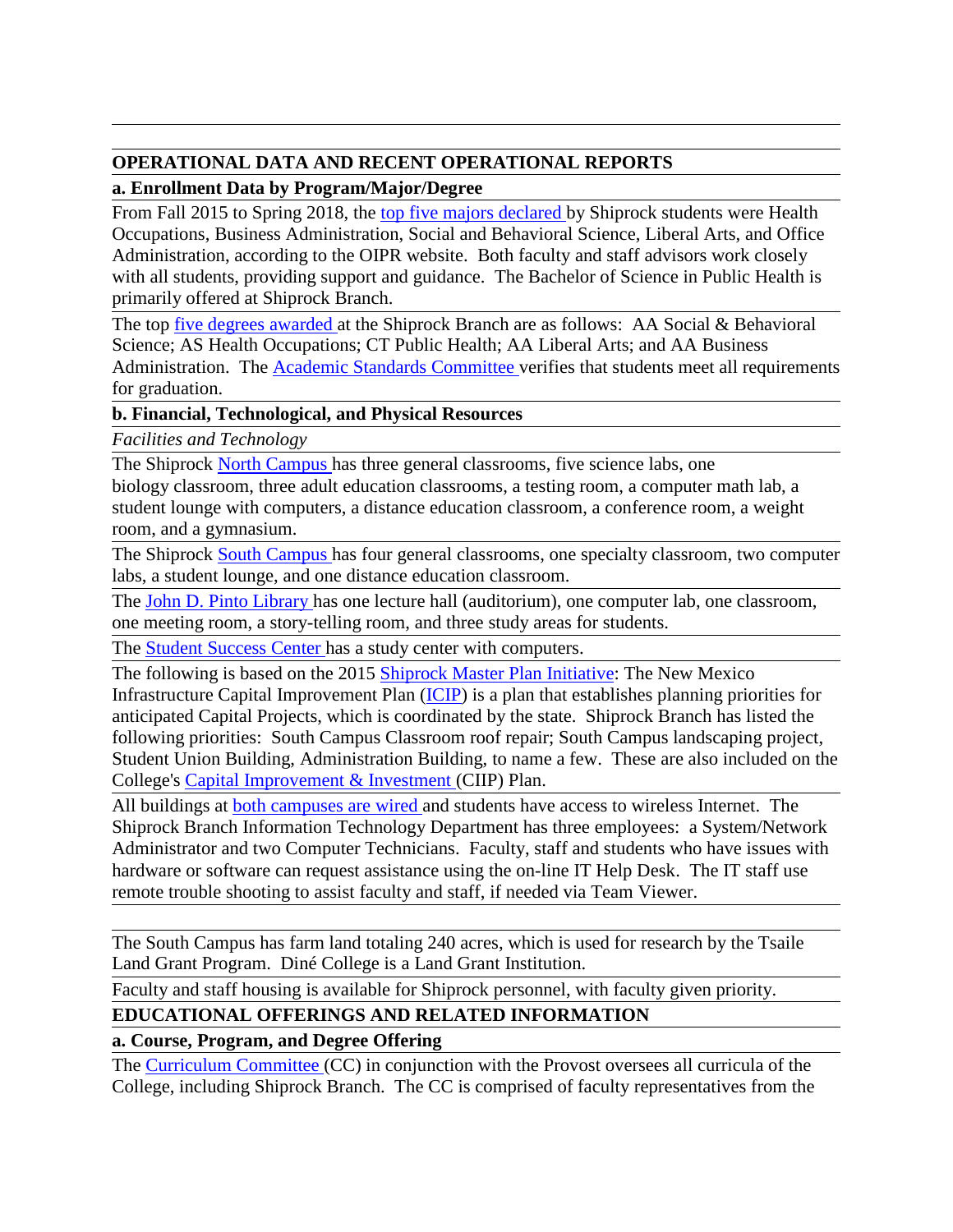## OPERATIONAL DATA AND RECENT OPERATIONAL REPORTS

### a. Enrollment Data by Program/Major/Degree

From Fall 2015 to Spring 2018, the top five majors declared by Shiprock students were Health Occupations, Business Administration, Social and Behavioral Science, Liberal Arts, and Office Administration, according to the OIPR website. Both faculty and staff advisors work closely with all students, providing support and guidance. The Bachelor of Science in Public Health is primarily offered at Shiprock Branch.

The top five degrees awarded at the Shiprock Branch are as follows: AA Social & Behavioral Science; AS Health Occupations; CT Public Health; AA Liberal Arts; and AA Business Administration. The Academic Standards Committee verifies that students meet all requirements for graduation.

### b. Financial, Technological, and Physical Resources

*Facilities and Technology*

The Shiprock North Campus has three general classrooms, five science labs, one biology classroom, three adult education classrooms, a testing room, a computer math lab, a student lounge with computers, a distance education classroom, a conference room, a weight room, and a gymnasium.

The Shiprock South Campus has four general classrooms, one specialty classroom, two computer labs, a student lounge, and one distance education classroom.

The John D. Pinto Library has one lecture hall (auditorium), one computer lab, one classroom, one meeting room, a story-telling room, and three study areas for students.

The Student Success Center has a study center with computers.

The following is based on the 2015 Shiprock Master Plan Initiative: The New Mexico Infrastructure Capital Improvement Plan (ICIP) is a plan that establishes planning priorities for anticipated Capital Projects, which is coordinated by the state. Shiprock Branch has listed the following priorities: South Campus Classroom roof repair; South Campus landscaping project, Student Union Building, Administration Building, to name a few. These are also included on the College's Capital Improvement & Investment (CIIP) Plan.

All buildings at both campuses are wired and students have access to wireless Internet. The Shiprock Branch Information Technology Department has three employees: a System/Network Administrator and two Computer Technicians. Faculty, staff and students who have issues with hardware or software can request assistance using the on-line IT Help Desk. The IT staff use remote trouble shooting to assist faculty and staff, if needed via Team Viewer.

The South Campus has farm land totaling 240 acres, which is used for research by the Tsaile Land Grant Program. Diné College is a Land Grant Institution.

Faculty and staff housing is available for Shiprock personnel, with faculty given priority.

## EDUCATIONAL OFFERINGS AND RELATED INFORMATION

### a. Course, Program, and Degree Offering

The Curriculum Committee (CC) in conjunction with the Provost oversees all curricula of the College, including Shiprock Branch. The CC is comprised of faculty representatives from the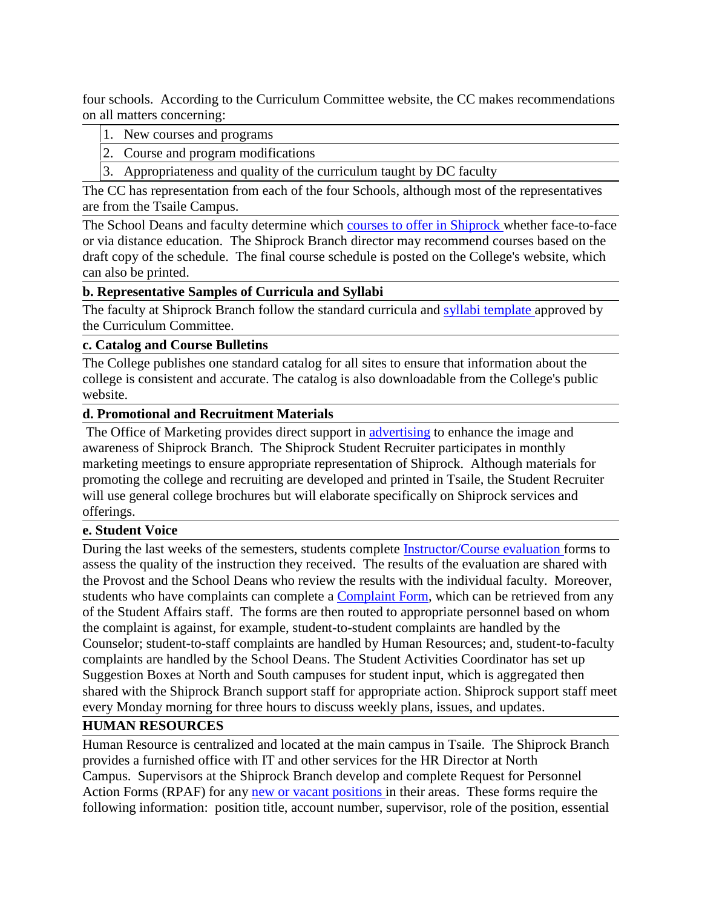four schools. According to the Curriculum Committee website, the CC makes recommendations on all matters concerning:

1. New courses and programs
2. Course and program modifications
3. Appropriateness and quality of the curriculum taught by DC faculty

The CC has representation from each of the four Schools, although most of the representatives are from the Tsaile Campus.

The School Deans and faculty determine which courses to offer in Shiprock whether face-to-face or via distance education. The Shiprock Branch director may recommend courses based on the draft copy of the schedule. The final course schedule is posted on the College's website, which can also be printed.

**b. Representative Samples of Curricula and Syllabi**

The faculty at Shiprock Branch follow the standard curricula and syllabi template approved by the Curriculum Committee.

**c. Catalog and Course Bulletins**

The College publishes one standard catalog for all sites to ensure that information about the college is consistent and accurate. The catalog is also downloadable from the College's public website.

**d. Promotional and Recruitment Materials**

The Office of Marketing provides direct support in advertising to enhance the image and awareness of Shiprock Branch. The Shiprock Student Recruiter participates in monthly marketing meetings to ensure appropriate representation of Shiprock. Although materials for promoting the college and recruiting are developed and printed in Tsaile, the Student Recruiter will use general college brochures but will elaborate specifically on Shiprock services and offerings.

**e. Student Voice**

During the last weeks of the semesters, students complete Instructor/Course evaluation forms to assess the quality of the instruction they received. The results of the evaluation are shared with the Provost and the School Deans who review the results with the individual faculty. Moreover, students who have complaints can complete a Complaint Form, which can be retrieved from any of the Student Affairs staff. The forms are then routed to appropriate personnel based on whom the complaint is against, for example, student-to-student complaints are handled by the Counselor; student-to-staff complaints are handled by Human Resources; and, student-to-faculty complaints are handled by the School Deans. The Student Activities Coordinator has set up Suggestion Boxes at North and South campuses for student input, which is aggregated then shared with the Shiprock Branch support staff for appropriate action. Shiprock support staff meet every Monday morning for three hours to discuss weekly plans, issues, and updates.

**HUMAN RESOURCES**

Human Resource is centralized and located at the main campus in Tsaile. The Shiprock Branch provides a furnished office with IT and other services for the HR Director at North Campus. Supervisors at the Shiprock Branch develop and complete Request for Personnel Action Forms (RPAF) for any new or vacant positions in their areas. These forms require the following information: position title, account number, supervisor, role of the position, essential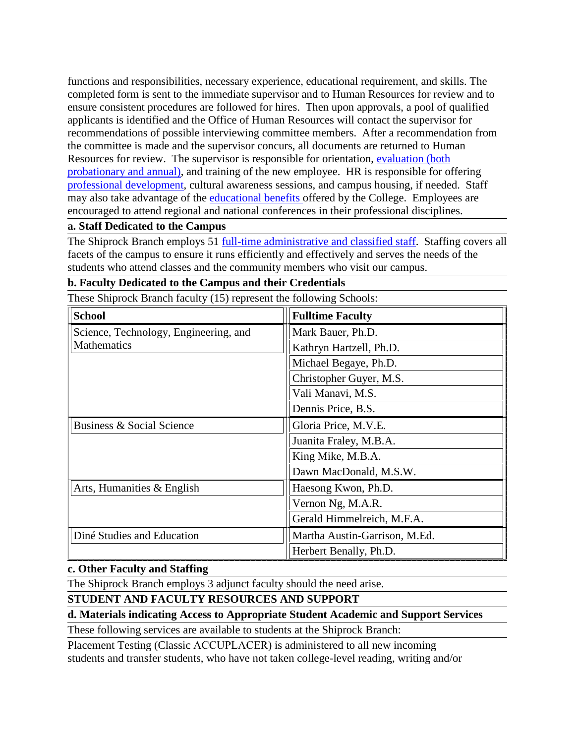functions and responsibilities, necessary experience, educational requirement, and skills. The completed form is sent to the immediate supervisor and to Human Resources for review and to ensure consistent procedures are followed for hires. Then upon approvals, a pool of qualified applicants is identified and the Office of Human Resources will contact the supervisor for recommendations of possible interviewing committee members. After a recommendation from the committee is made and the supervisor concurs, all documents are returned to Human Resources for review. The supervisor is responsible for orientation, evaluation (both probationary and annual), and training of the new employee. HR is responsible for offering professional development, cultural awareness sessions, and campus housing, if needed. Staff may also take advantage of the educational benefits offered by the College. Employees are encouraged to attend regional and national conferences in their professional disciplines.

**a. Staff Dedicated to the Campus**

The Shiprock Branch employs 51 full-time administrative and classified staff. Staffing covers all facets of the campus to ensure it runs efficiently and effectively and serves the needs of the students who attend classes and the community members who visit our campus.

**b. Faculty Dedicated to the Campus and their Credentials**

These Shiprock Branch faculty (15) represent the following Schools:

| School | Fulltime Faculty |
|---|---|
| Science, Technology, Engineering, and Mathematics | Mark Bauer, Ph.D. |
| | Kathryn Hartzell, Ph.D. |
| | Michael Begaye, Ph.D. |
| | Christopher Guyer, M.S. |
| | Vali Manavi, M.S. |
| | Dennis Price, B.S. |
| Business & Social Science | Gloria Price, M.V.E. |
| | Juanita Fraley, M.B.A. |
| | King Mike, M.B.A. |
| | Dawn MacDonald, M.S.W. |
| Arts, Humanities & English | Haesong Kwon, Ph.D. |
| | Vernon Ng, M.A.R. |
| | Gerald Himmelreich, M.F.A. |
| Diné Studies and Education | Martha Austin-Garrison, M.Ed. |
| | Herbert Benally, Ph.D. |

**c. Other Faculty and Staffing**

The Shiprock Branch employs 3 adjunct faculty should the need arise.

**STUDENT AND FACULTY RESOURCES AND SUPPORT**

**d. Materials indicating Access to Appropriate Student Academic and Support Services**

These following services are available to students at the Shiprock Branch:

Placement Testing (Classic ACCUPLACER) is administered to all new incoming students and transfer students, who have not taken college-level reading, writing and/or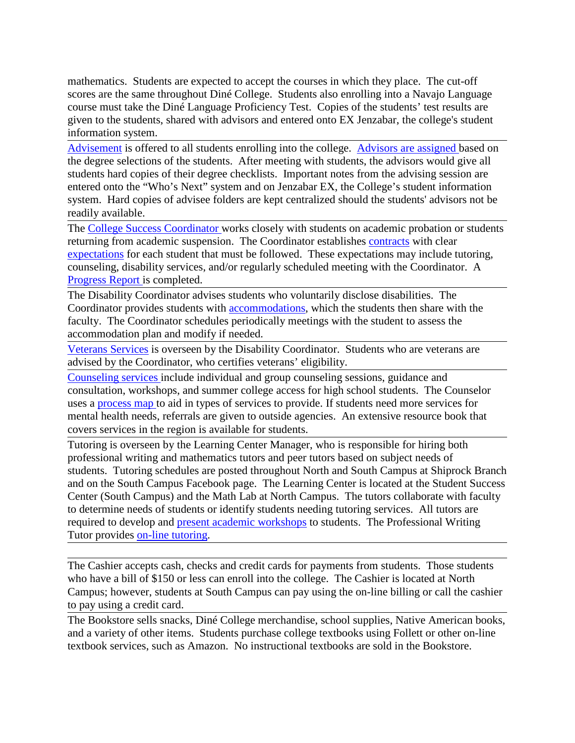mathematics. Students are expected to accept the courses in which they place. The cut-off scores are the same throughout Diné College. Students also enrolling into a Navajo Language course must take the Diné Language Proficiency Test. Copies of the students' test results are given to the students, shared with advisors and entered onto EX Jenzabar, the college's student information system.

---

Advisement is offered to all students enrolling into the college. Advisors are assigned based on the degree selections of the students. After meeting with students, the advisors would give all students hard copies of their degree checklists. Important notes from the advising session are entered onto the "Who's Next" system and on Jenzabar EX, the College's student information system. Hard copies of advisee folders are kept centralized should the students' advisors not be readily available.

---

The College Success Coordinator works closely with students on academic probation or students returning from academic suspension. The Coordinator establishes contracts with clear expectations for each student that must be followed. These expectations may include tutoring, counseling, disability services, and/or regularly scheduled meeting with the Coordinator. A Progress Report is completed.

---

The Disability Coordinator advises students who voluntarily disclose disabilities. The Coordinator provides students with accommodations, which the students then share with the faculty. The Coordinator schedules periodically meetings with the student to assess the accommodation plan and modify if needed.

---

Veterans Services is overseen by the Disability Coordinator. Students who are veterans are advised by the Coordinator, who certifies veterans' eligibility.

---

Counseling services include individual and group counseling sessions, guidance and consultation, workshops, and summer college access for high school students. The Counselor uses a process map to aid in types of services to provide. If students need more services for mental health needs, referrals are given to outside agencies. An extensive resource book that covers services in the region is available for students.

---

Tutoring is overseen by the Learning Center Manager, who is responsible for hiring both professional writing and mathematics tutors and peer tutors based on subject needs of students. Tutoring schedules are posted throughout North and South Campus at Shiprock Branch and on the South Campus Facebook page. The Learning Center is located at the Student Success Center (South Campus) and the Math Lab at North Campus. The tutors collaborate with faculty to determine needs of students or identify students needing tutoring services. All tutors are required to develop and present academic workshops to students. The Professional Writing Tutor provides on-line tutoring.

---

The Cashier accepts cash, checks and credit cards for payments from students. Those students who have a bill of $150 or less can enroll into the college. The Cashier is located at North Campus; however, students at South Campus can pay using the on-line billing or call the cashier to pay using a credit card.

---

The Bookstore sells snacks, Diné College merchandise, school supplies, Native American books, and a variety of other items. Students purchase college textbooks using Follett or other on-line textbook services, such as Amazon. No instructional textbooks are sold in the Bookstore.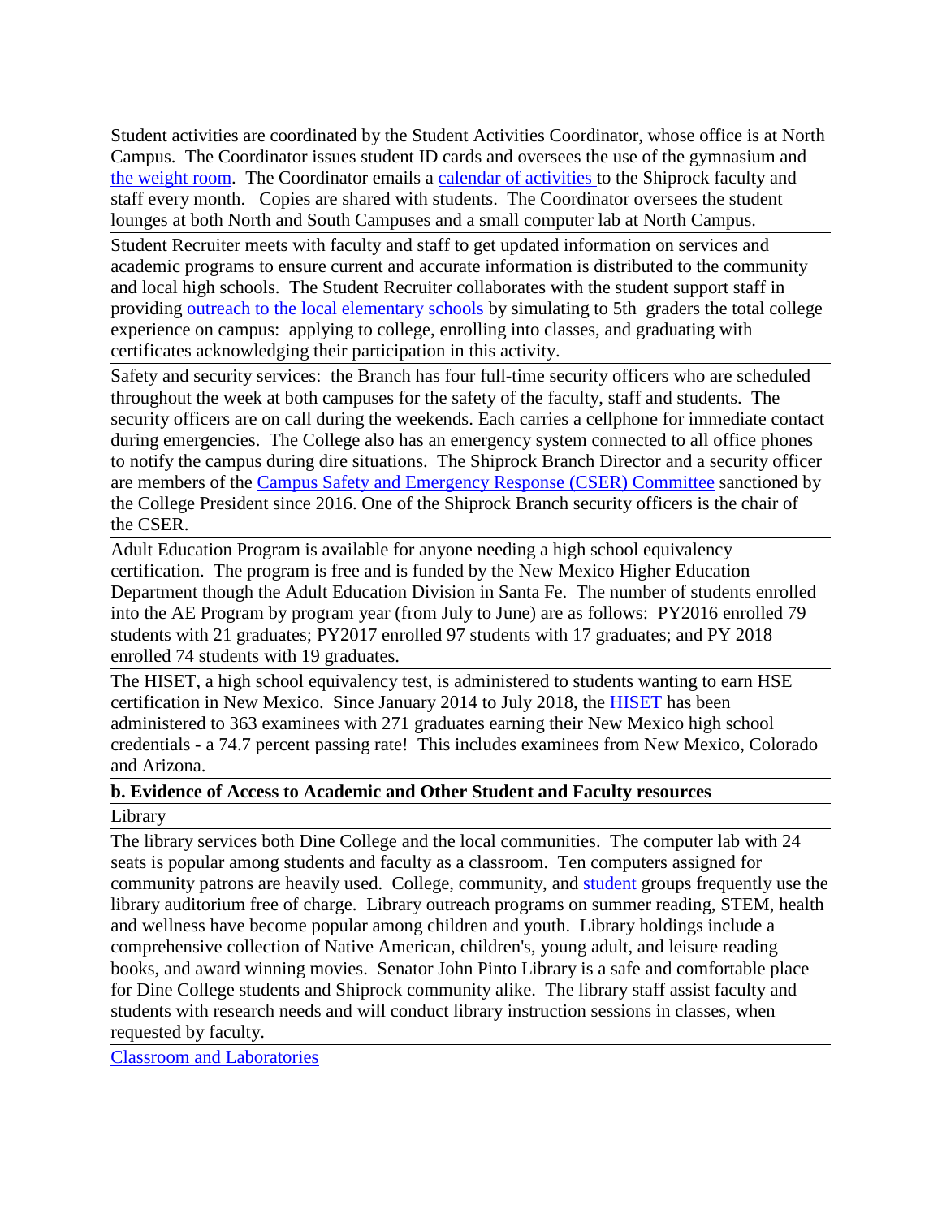Student activities are coordinated by the Student Activities Coordinator, whose office is at North Campus. The Coordinator issues student ID cards and oversees the use of the gymnasium and the weight room. The Coordinator emails a calendar of activities to the Shiprock faculty and staff every month. Copies are shared with students. The Coordinator oversees the student lounges at both North and South Campuses and a small computer lab at North Campus.

Student Recruiter meets with faculty and staff to get updated information on services and academic programs to ensure current and accurate information is distributed to the community and local high schools. The Student Recruiter collaborates with the student support staff in providing outreach to the local elementary schools by simulating to 5th graders the total college experience on campus: applying to college, enrolling into classes, and graduating with certificates acknowledging their participation in this activity.

Safety and security services: the Branch has four full-time security officers who are scheduled throughout the week at both campuses for the safety of the faculty, staff and students. The security officers are on call during the weekends. Each carries a cellphone for immediate contact during emergencies. The College also has an emergency system connected to all office phones to notify the campus during dire situations. The Shiprock Branch Director and a security officer are members of the Campus Safety and Emergency Response (CSER) Committee sanctioned by the College President since 2016. One of the Shiprock Branch security officers is the chair of the CSER.

Adult Education Program is available for anyone needing a high school equivalency certification. The program is free and is funded by the New Mexico Higher Education Department though the Adult Education Division in Santa Fe. The number of students enrolled into the AE Program by program year (from July to June) are as follows: PY2016 enrolled 79 students with 21 graduates; PY2017 enrolled 97 students with 17 graduates; and PY 2018 enrolled 74 students with 19 graduates.

The HISET, a high school equivalency test, is administered to students wanting to earn HSE certification in New Mexico. Since January 2014 to July 2018, the HISET has been administered to 363 examinees with 271 graduates earning their New Mexico high school credentials - a 74.7 percent passing rate! This includes examinees from New Mexico, Colorado and Arizona.

**b. Evidence of Access to Academic and Other Student and Faculty resources**

Library

The library services both Dine College and the local communities. The computer lab with 24 seats is popular among students and faculty as a classroom. Ten computers assigned for community patrons are heavily used. College, community, and student groups frequently use the library auditorium free of charge. Library outreach programs on summer reading, STEM, health and wellness have become popular among children and youth. Library holdings include a comprehensive collection of Native American, children's, young adult, and leisure reading books, and award winning movies. Senator John Pinto Library is a safe and comfortable place for Dine College students and Shiprock community alike. The library staff assist faculty and students with research needs and will conduct library instruction sessions in classes, when requested by faculty.

Classroom and Laboratories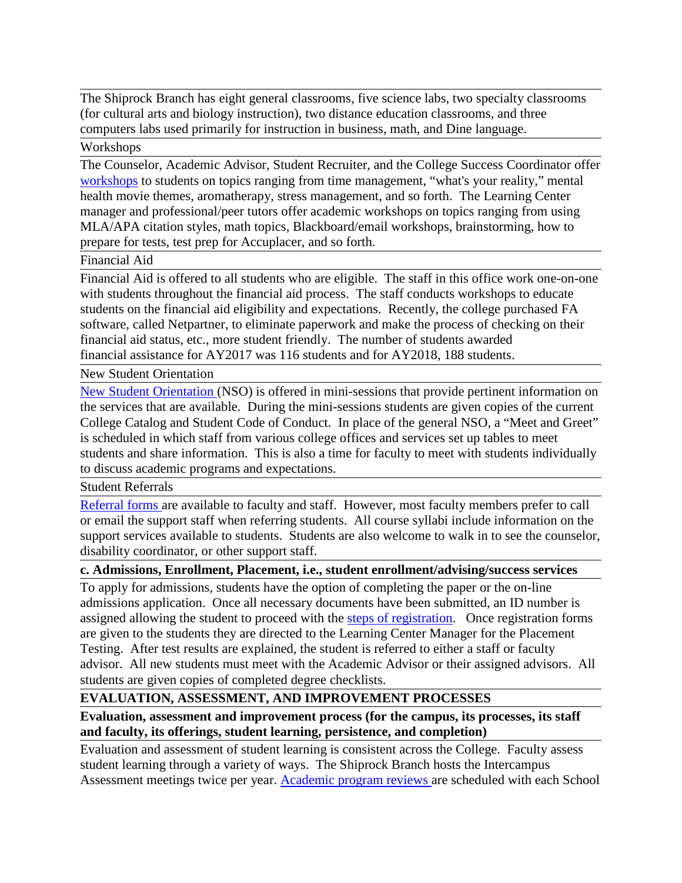The Shiprock Branch has eight general classrooms, five science labs, two specialty classrooms (for cultural arts and biology instruction), two distance education classrooms, and three computers labs used primarily for instruction in business, math, and Dine language.

Workshops

The Counselor, Academic Advisor, Student Recruiter, and the College Success Coordinator offer workshops to students on topics ranging from time management, "what's your reality," mental health movie themes, aromatherapy, stress management, and so forth. The Learning Center manager and professional/peer tutors offer academic workshops on topics ranging from using MLA/APA citation styles, math topics, Blackboard/email workshops, brainstorming, how to prepare for tests, test prep for Accuplacer, and so forth.

Financial Aid

Financial Aid is offered to all students who are eligible. The staff in this office work one-on-one with students throughout the financial aid process. The staff conducts workshops to educate students on the financial aid eligibility and expectations. Recently, the college purchased FA software, called Netpartner, to eliminate paperwork and make the process of checking on their financial aid status, etc., more student friendly. The number of students awarded financial assistance for AY2017 was 116 students and for AY2018, 188 students.

New Student Orientation

New Student Orientation (NSO) is offered in mini-sessions that provide pertinent information on the services that are available. During the mini-sessions students are given copies of the current College Catalog and Student Code of Conduct. In place of the general NSO, a "Meet and Greet" is scheduled in which staff from various college offices and services set up tables to meet students and share information. This is also a time for faculty to meet with students individually to discuss academic programs and expectations.

Student Referrals

Referral forms are available to faculty and staff. However, most faculty members prefer to call or email the support staff when referring students. All course syllabi include information on the support services available to students. Students are also welcome to walk in to see the counselor, disability coordinator, or other support staff.

**c. Admissions, Enrollment, Placement, i.e., student enrollment/advising/success services**

To apply for admissions, students have the option of completing the paper or the on-line admissions application. Once all necessary documents have been submitted, an ID number is assigned allowing the student to proceed with the steps of registration. Once registration forms are given to the students they are directed to the Learning Center Manager for the Placement Testing. After test results are explained, the student is referred to either a staff or faculty advisor. All new students must meet with the Academic Advisor or their assigned advisors. All students are given copies of completed degree checklists.

**EVALUATION, ASSESSMENT, AND IMPROVEMENT PROCESSES**

**Evaluation, assessment and improvement process (for the campus, its processes, its staff and faculty, its offerings, student learning, persistence, and completion)**

Evaluation and assessment of student learning is consistent across the College. Faculty assess student learning through a variety of ways. The Shiprock Branch hosts the Intercampus Assessment meetings twice per year. Academic program reviews are scheduled with each School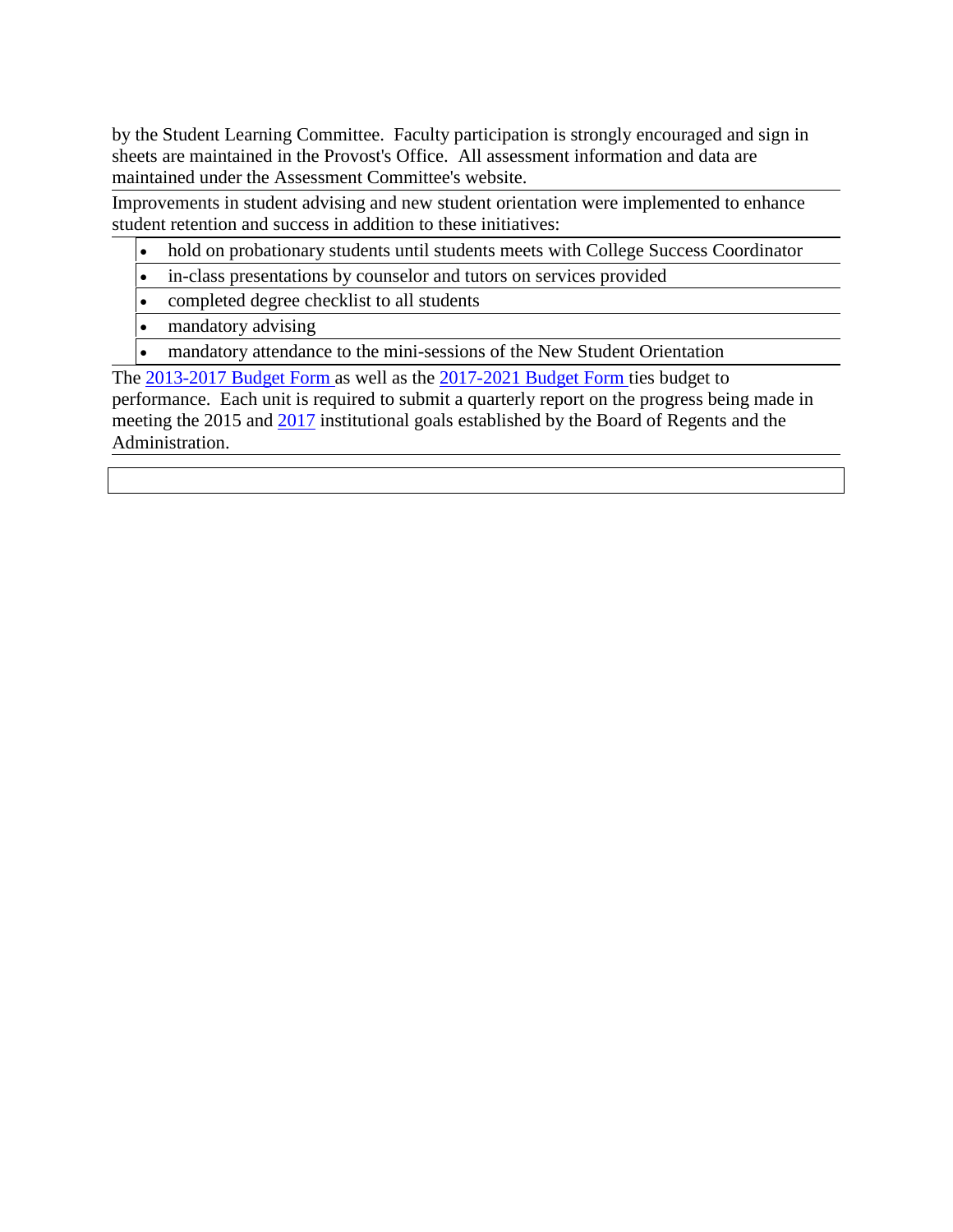by the Student Learning Committee. Faculty participation is strongly encouraged and sign in sheets are maintained in the Provost's Office. All assessment information and data are maintained under the Assessment Committee's website.

Improvements in student advising and new student orientation were implemented to enhance student retention and success in addition to these initiatives:

- hold on probationary students until students meets with College Success Coordinator
- in-class presentations by counselor and tutors on services provided
- completed degree checklist to all students
- mandatory advising
- mandatory attendance to the mini-sessions of the New Student Orientation

The 2013-2017 Budget Form as well as the 2017-2021 Budget Form ties budget to performance. Each unit is required to submit a quarterly report on the progress being made in meeting the 2015 and 2017 institutional goals established by the Board of Regents and the Administration.